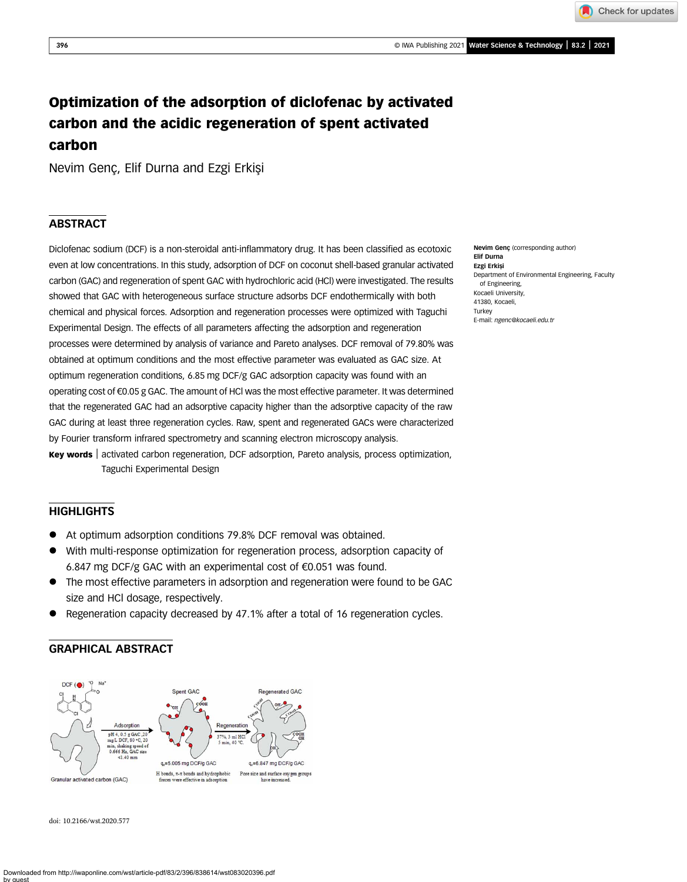# Optimization of the adsorption of diclofenac by activated carbon and the acidic regeneration of spent activated carbon

Nevim Genç, Elif Durna and Ezgi Erkişi

## ABSTRACT

Diclofenac sodium (DCF) is a non-steroidal anti-inflammatory drug. It has been classified as ecotoxic even at low concentrations. In this study, adsorption of DCF on coconut shell-based granular activated carbon (GAC) and regeneration of spent GAC with hydrochloric acid (HCl) were investigated. The results showed that GAC with heterogeneous surface structure adsorbs DCF endothermically with both chemical and physical forces. Adsorption and regeneration processes were optimized with Taguchi Experimental Design. The effects of all parameters affecting the adsorption and regeneration processes were determined by analysis of variance and Pareto analyses. DCF removal of 79.80% was obtained at optimum conditions and the most effective parameter was evaluated as GAC size. At optimum regeneration conditions, 6.85 mg DCF/g GAC adsorption capacity was found with an operating cost of €0.05 g GAC. The amount of HCl was the most effective parameter. It was determined that the regenerated GAC had an adsorptive capacity higher than the adsorptive capacity of the raw GAC during at least three regeneration cycles. Raw, spent and regenerated GACs were characterized by Fourier transform infrared spectrometry and scanning electron microscopy analysis.

**Key words** | activated carbon regeneration, DCF adsorption, Pareto analysis, process optimization, Taguchi Experimental Design

**Nevim Genç** (corresponding author)
**Elif Durna**
**Ezgi Erkişi**
Department of Environmental Engineering, Faculty of Engineering,
Kocaeli University,
41380, Kocaeli,
Turkey
E-mail: *ngenc@kocaeli.edu.tr*

## HIGHLIGHTS

- At optimum adsorption conditions 79.8% DCF removal was obtained.
- With multi-response optimization for regeneration process, adsorption capacity of 6.847 mg DCF/g GAC with an experimental cost of €0.051 was found.
- The most effective parameters in adsorption and regeneration were found to be GAC size and HCl dosage, respectively.
- Regeneration capacity decreased by 47.1% after a total of 16 regeneration cycles.

## GRAPHICAL ABSTRACT

doi: 10.2166/wst.2020.577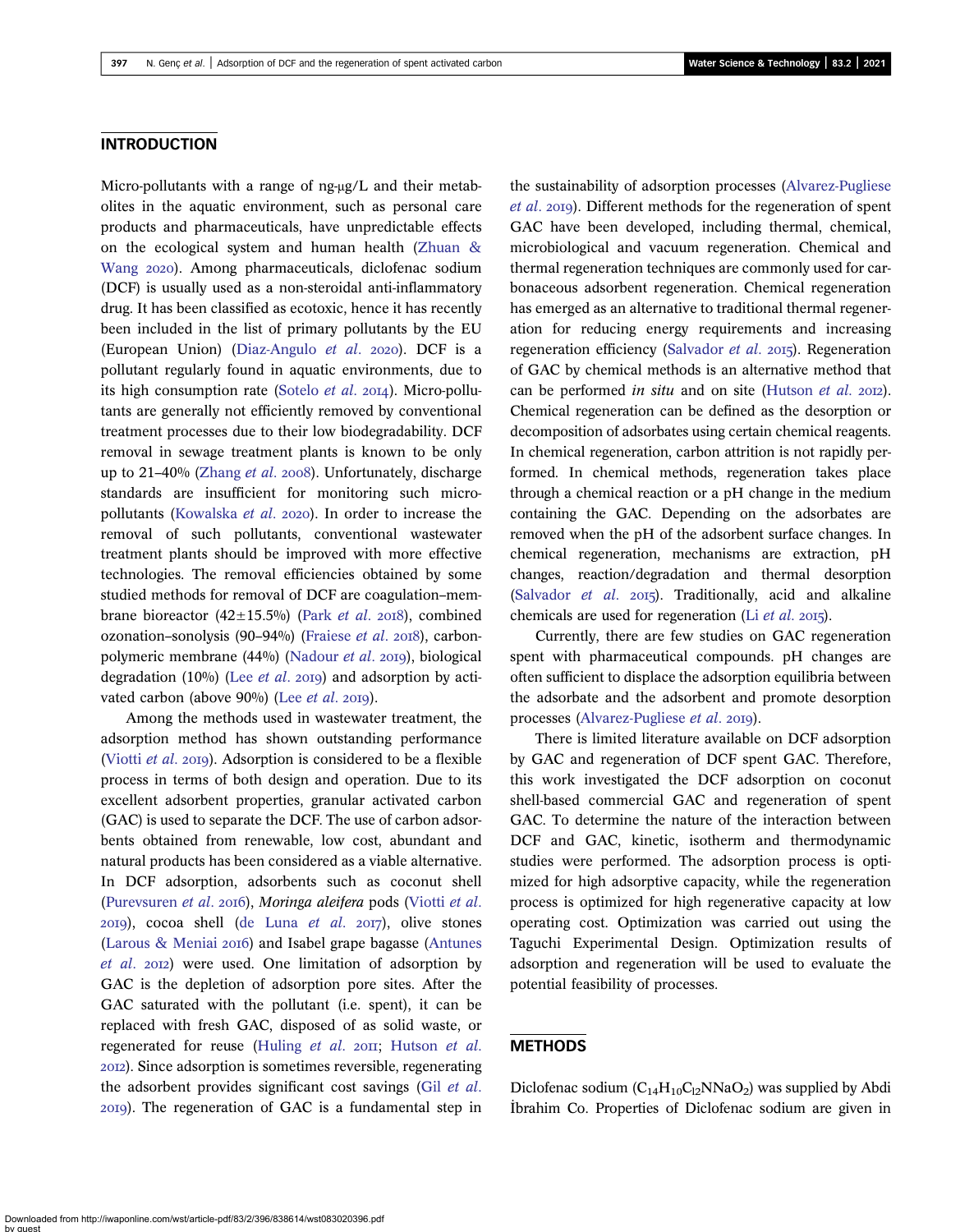## INTRODUCTION

Micro-pollutants with a range of ng-μg/L and their metabolites in the aquatic environment, such as personal care products and pharmaceuticals, have unpredictable effects on the ecological system and human health (Zhuan & Wang 2020). Among pharmaceuticals, diclofenac sodium (DCF) is usually used as a non-steroidal anti-inflammatory drug. It has been classified as ecotoxic, hence it has recently been included in the list of primary pollutants by the EU (European Union) (Diaz-Angulo *et al.* 2020). DCF is a pollutant regularly found in aquatic environments, due to its high consumption rate (Sotelo *et al.* 2014). Micro-pollutants are generally not efficiently removed by conventional treatment processes due to their low biodegradability. DCF removal in sewage treatment plants is known to be only up to 21–40% (Zhang *et al.* 2008). Unfortunately, discharge standards are insufficient for monitoring such micro-pollutants (Kowalska *et al.* 2020). In order to increase the removal of such pollutants, conventional wastewater treatment plants should be improved with more effective technologies. The removal efficiencies obtained by some studied methods for removal of DCF are coagulation–membrane bioreactor (42±15.5%) (Park *et al.* 2018), combined ozonation–sonolysis (90–94%) (Fraiese *et al.* 2018), carbon-polymeric membrane (44%) (Nadour *et al.* 2019), biological degradation (10%) (Lee *et al.* 2019) and adsorption by activated carbon (above 90%) (Lee *et al.* 2019).

Among the methods used in wastewater treatment, the adsorption method has shown outstanding performance (Viotti *et al.* 2019). Adsorption is considered to be a flexible process in terms of both design and operation. Due to its excellent adsorbent properties, granular activated carbon (GAC) is used to separate the DCF. The use of carbon adsorbents obtained from renewable, low cost, abundant and natural products has been considered as a viable alternative. In DCF adsorption, adsorbents such as coconut shell (Purevsuren *et al.* 2016), *Moringa aleifera* pods (Viotti *et al.* 2019), cocoa shell (de Luna *et al.* 2017), olive stones (Larous & Meniai 2016) and Isabel grape bagasse (Antunes *et al.* 2012) were used. One limitation of adsorption by GAC is the depletion of adsorption pore sites. After the GAC saturated with the pollutant (i.e. spent), it can be replaced with fresh GAC, disposed of as solid waste, or regenerated for reuse (Huling *et al.* 2011; Hutson *et al.* 2012). Since adsorption is sometimes reversible, regenerating the adsorbent provides significant cost savings (Gil *et al.* 2019). The regeneration of GAC is a fundamental step in the sustainability of adsorption processes (Alvarez-Pugliese *et al.* 2019). Different methods for the regeneration of spent GAC have been developed, including thermal, chemical, microbiological and vacuum regeneration. Chemical and thermal regeneration techniques are commonly used for carbonaceous adsorbent regeneration. Chemical regeneration has emerged as an alternative to traditional thermal regeneration for reducing energy requirements and increasing regeneration efficiency (Salvador *et al.* 2015). Regeneration of GAC by chemical methods is an alternative method that can be performed *in situ* and on site (Hutson *et al.* 2012). Chemical regeneration can be defined as the desorption or decomposition of adsorbates using certain chemical reagents. In chemical regeneration, carbon attrition is not rapidly performed. In chemical methods, regeneration takes place through a chemical reaction or a pH change in the medium containing the GAC. Depending on the adsorbates are removed when the pH of the adsorbent surface changes. In chemical regeneration, mechanisms are extraction, pH changes, reaction/degradation and thermal desorption (Salvador *et al.* 2015). Traditionally, acid and alkaline chemicals are used for regeneration (Li *et al.* 2015).

Currently, there are few studies on GAC regeneration spent with pharmaceutical compounds. pH changes are often sufficient to displace the adsorption equilibria between the adsorbate and the adsorbent and promote desorption processes (Alvarez-Pugliese *et al.* 2019).

There is limited literature available on DCF adsorption by GAC and regeneration of DCF spent GAC. Therefore, this work investigated the DCF adsorption on coconut shell-based commercial GAC and regeneration of spent GAC. To determine the nature of the interaction between DCF and GAC, kinetic, isotherm and thermodynamic studies were performed. The adsorption process is optimized for high adsorptive capacity, while the regeneration process is optimized for high regenerative capacity at low operating cost. Optimization was carried out using the Taguchi Experimental Design. Optimization results of adsorption and regeneration will be used to evaluate the potential feasibility of processes.

## METHODS

Diclofenac sodium ($C_{14}H_{10}Cl_2NNaO_2$) was supplied by Abdi İbrahim Co. Properties of Diclofenac sodium are given in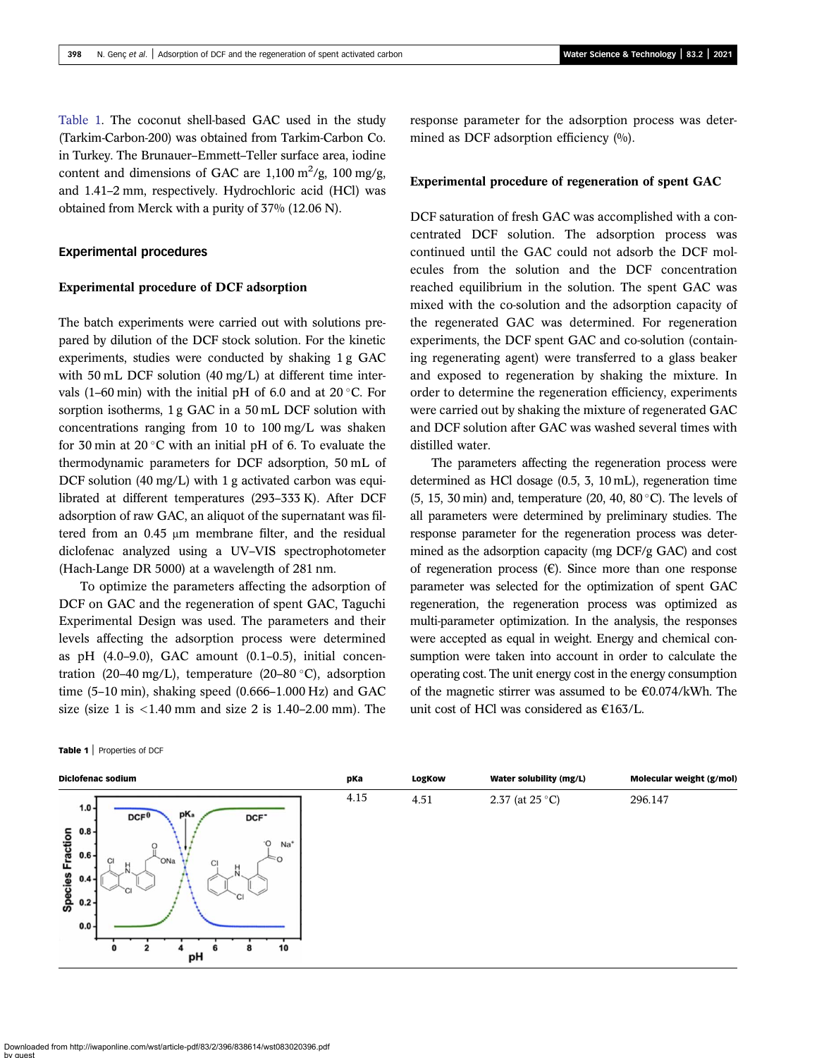Table 1. The coconut shell-based GAC used in the study (Tarkim-Carbon-200) was obtained from Tarkim-Carbon Co. in Turkey. The Brunauer–Emmett–Teller surface area, iodine content and dimensions of GAC are 1,100 $m^2$/g, 100 mg/g, and 1.41–2 mm, respectively. Hydrochloric acid (HCl) was obtained from Merck with a purity of 37% (12.06 N).

## Experimental procedures

### Experimental procedure of DCF adsorption

The batch experiments were carried out with solutions prepared by dilution of the DCF stock solution. For the kinetic experiments, studies were conducted by shaking 1 g GAC with 50 mL DCF solution (40 mg/L) at different time intervals (1–60 min) with the initial pH of 6.0 and at 20 °C. For sorption isotherms, 1 g GAC in a 50 mL DCF solution with concentrations ranging from 10 to 100 mg/L was shaken for 30 min at 20 °C with an initial pH of 6. To evaluate the thermodynamic parameters for DCF adsorption, 50 mL of DCF solution (40 mg/L) with 1 g activated carbon was equilibrated at different temperatures (293–333 K). After DCF adsorption of raw GAC, an aliquot of the supernatant was filtered from an 0.45 μm membrane filter, and the residual diclofenac analyzed using a UV–VIS spectrophotometer (Hach-Lange DR 5000) at a wavelength of 281 nm.

To optimize the parameters affecting the adsorption of DCF on GAC and the regeneration of spent GAC, Taguchi Experimental Design was used. The parameters and their levels affecting the adsorption process were determined as pH (4.0–9.0), GAC amount (0.1–0.5), initial concentration (20–40 mg/L), temperature (20–80 °C), adsorption time (5–10 min), shaking speed (0.666–1.000 Hz) and GAC size (size 1 is <1.40 mm and size 2 is 1.40–2.00 mm). The response parameter for the adsorption process was determined as DCF adsorption efficiency (%).

### Experimental procedure of regeneration of spent GAC

DCF saturation of fresh GAC was accomplished with a concentrated DCF solution. The adsorption process was continued until the GAC could not adsorb the DCF molecules from the solution and the DCF concentration reached equilibrium in the solution. The spent GAC was mixed with the co-solution and the adsorption capacity of the regenerated GAC was determined. For regeneration experiments, the DCF spent GAC and co-solution (containing regenerating agent) were transferred to a glass beaker and exposed to regeneration by shaking the mixture. In order to determine the regeneration efficiency, experiments were carried out by shaking the mixture of regenerated GAC and DCF solution after GAC was washed several times with distilled water.

The parameters affecting the regeneration process were determined as HCl dosage (0.5, 3, 10 mL), regeneration time (5, 15, 30 min) and, temperature (20, 40, 80 °C). The levels of all parameters were determined by preliminary studies. The response parameter for the regeneration process was determined as the adsorption capacity (mg DCF/g GAC) and cost of regeneration process (€). Since more than one response parameter was selected for the optimization of spent GAC regeneration, the regeneration process was optimized as multi-parameter optimization. In the analysis, the responses were accepted as equal in weight. Energy and chemical consumption were taken into account in order to calculate the operating cost. The unit energy cost in the energy consumption of the magnetic stirrer was assumed to be €0.074/kWh. The unit cost of HCl was considered as €163/L.

**Table 1** | Properties of DCF

| Diclofenac sodium | pKa | LogKow | Water solubility (mg/L) | Molecular weight (g/mol) |
|---|---|---|---|---|
| | 4.15 | 4.51 | 2.37 (at 25 °C) | 296.147 |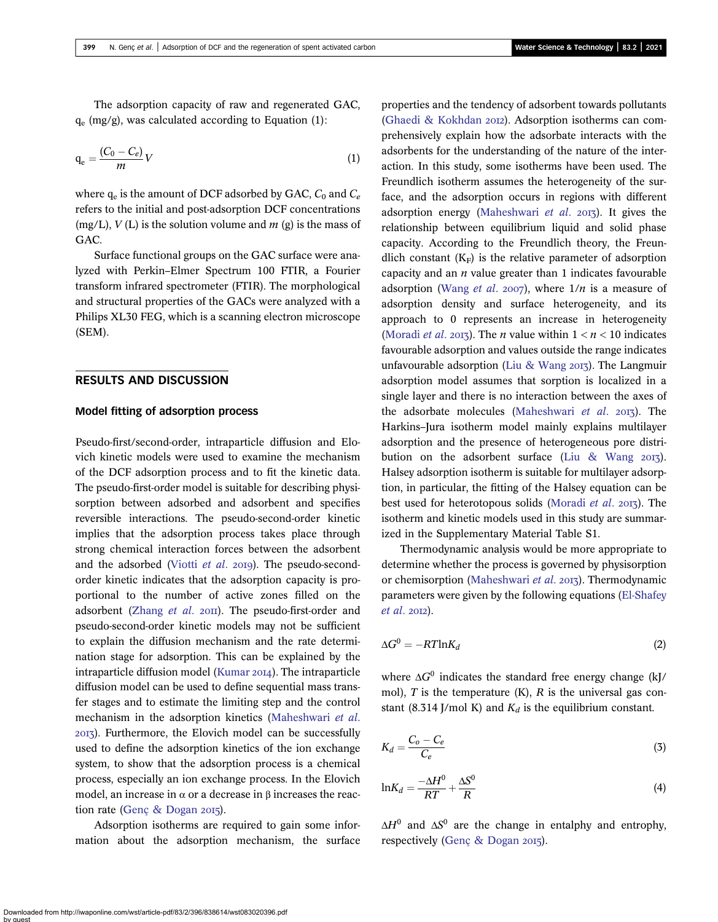The adsorption capacity of raw and regenerated GAC, $q_e$ (mg/g), was calculated according to Equation (1):

$$q_e = \frac{(C_0 - C_e)}{m} V \tag{1}$$

where $q_e$ is the amount of DCF adsorbed by GAC, $C_0$ and $C_e$ refers to the initial and post-adsorption DCF concentrations (mg/L), $V$ (L) is the solution volume and $m$ (g) is the mass of GAC.

Surface functional groups on the GAC surface were analyzed with Perkin–Elmer Spectrum 100 FTIR, a Fourier transform infrared spectrometer (FTIR). The morphological and structural properties of the GACs were analyzed with a Philips XL30 FEG, which is a scanning electron microscope (SEM).

## RESULTS AND DISCUSSION

### Model fitting of adsorption process

Pseudo-first/second-order, intraparticle diffusion and Elovich kinetic models were used to examine the mechanism of the DCF adsorption process and to fit the kinetic data. The pseudo-first-order model is suitable for describing physisorption between adsorbed and adsorbent and specifies reversible interactions. The pseudo-second-order kinetic implies that the adsorption process takes place through strong chemical interaction forces between the adsorbent and the adsorbed (Viotti *et al.* 2019). The pseudo-second-order kinetic indicates that the adsorption capacity is proportional to the number of active zones filled on the adsorbent (Zhang *et al.* 2011). The pseudo-first-order and pseudo-second-order kinetic models may not be sufficient to explain the diffusion mechanism and the rate determination stage for adsorption. This can be explained by the intraparticle diffusion model (Kumar 2014). The intraparticle diffusion model can be used to define sequential mass transfer stages and to estimate the limiting step and the control mechanism in the adsorption kinetics (Maheshwari *et al.* 2013). Furthermore, the Elovich model can be successfully used to define the adsorption kinetics of the ion exchange system, to show that the adsorption process is a chemical process, especially an ion exchange process. In the Elovich model, an increase in α or a decrease in β increases the reaction rate (Genç & Dogan 2015).

Adsorption isotherms are required to gain some information about the adsorption mechanism, the surface properties and the tendency of adsorbent towards pollutants (Ghaedi & Kokhdan 2012). Adsorption isotherms can comprehensively explain how the adsorbate interacts with the adsorbents for the understanding of the nature of the interaction. In this study, some isotherms have been used. The Freundlich isotherm assumes the heterogeneity of the surface, and the adsorption occurs in regions with different adsorption energy (Maheshwari *et al.* 2013). It gives the relationship between equilibrium liquid and solid phase capacity. According to the Freundlich theory, the Freundlich constant ($K_F$) is the relative parameter of adsorption capacity and an $n$ value greater than 1 indicates favourable adsorption (Wang *et al.* 2007), where $1/n$ is a measure of adsorption density and surface heterogeneity, and its approach to 0 represents an increase in heterogeneity (Moradi *et al.* 2013). The $n$ value within $1 < n < 10$ indicates favourable adsorption and values outside the range indicates unfavourable adsorption (Liu & Wang 2013). The Langmuir adsorption model assumes that sorption is localized in a single layer and there is no interaction between the axes of the adsorbate molecules (Maheshwari *et al.* 2013). The Harkins–Jura isotherm model mainly explains multilayer adsorption and the presence of heterogeneous pore distribution on the adsorbent surface (Liu & Wang 2013). Halsey adsorption isotherm is suitable for multilayer adsorption, in particular, the fitting of the Halsey equation can be best used for heterotopous solids (Moradi *et al.* 2013). The isotherm and kinetic models used in this study are summarized in the Supplementary Material Table S1.

Thermodynamic analysis would be more appropriate to determine whether the process is governed by physisorption or chemisorption (Maheshwari *et al.* 2013). Thermodynamic parameters were given by the following equations (El-Shafey *et al.* 2012).

$$\Delta G^0 = -RT \ln K_d \tag{2}$$

where $\Delta G^0$ indicates the standard free energy change (kJ/mol), $T$ is the temperature (K), $R$ is the universal gas constant (8.314 J/mol K) and $K_d$ is the equilibrium constant.

$$K_d = \frac{C_o - C_e}{C_e} \tag{3}$$

$$\ln K_d = \frac{-\Delta H^0}{RT} + \frac{\Delta S^0}{R} \tag{4}$$

$\Delta H^0$ and $\Delta S^0$ are the change in enthalpy and entropy, respectively (Genç & Dogan 2015).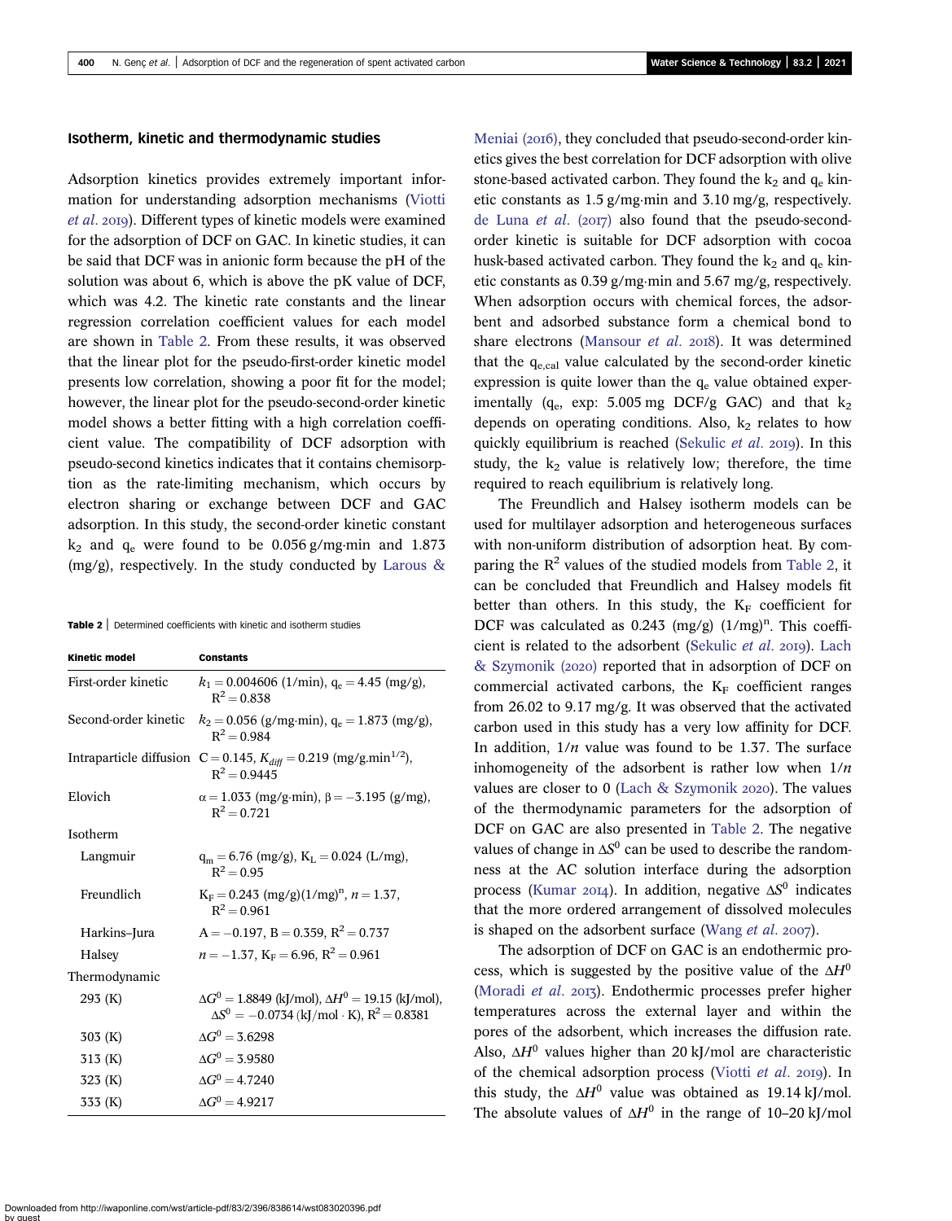### Isotherm, kinetic and thermodynamic studies

Adsorption kinetics provides extremely important information for understanding adsorption mechanisms (Viotti *et al.* 2019). Different types of kinetic models were examined for the adsorption of DCF on GAC. In kinetic studies, it can be said that DCF was in anionic form because the pH of the solution was about 6, which is above the pK value of DCF, which was 4.2. The kinetic rate constants and the linear regression correlation coefficient values for each model are shown in Table 2. From these results, it was observed that the linear plot for the pseudo-first-order kinetic model presents low correlation, showing a poor fit for the model; however, the linear plot for the pseudo-second-order kinetic model shows a better fitting with a high correlation coefficient value. The compatibility of DCF adsorption with pseudo-second kinetics indicates that it contains chemisorption as the rate-limiting mechanism, which occurs by electron sharing or exchange between DCF and GAC adsorption. In this study, the second-order kinetic constant $k_2$ and $q_e$ were found to be 0.056 g/mg·min and 1.873 (mg/g), respectively. In the study conducted by Larous & Meniai (2016), they concluded that pseudo-second-order kinetics gives the best correlation for DCF adsorption with olive stone-based activated carbon. They found the $k_2$ and $q_e$ kinetic constants as 1.5 g/mg·min and 3.10 mg/g, respectively. de Luna *et al.* (2017) also found that the pseudo-second-order kinetic is suitable for DCF adsorption with cocoa husk-based activated carbon. They found the $k_2$ and $q_e$ kinetic constants as 0.39 g/mg·min and 5.67 mg/g, respectively. When adsorption occurs with chemical forces, the adsorbent and adsorbed substance form a chemical bond to share electrons (Mansour *et al.* 2018). It was determined that the $q_{e,cal}$ value calculated by the second-order kinetic expression is quite lower than the $q_e$ value obtained experimentally ($q_e$, exp: 5.005 mg DCF/g GAC) and that $k_2$ depends on operating conditions. Also, $k_2$ relates to how quickly equilibrium is reached (Sekulic *et al.* 2019). In this study, the $k_2$ value is relatively low; therefore, the time required to reach equilibrium is relatively long.

**Table 2** | Determined coefficients with kinetic and isotherm studies

| Kinetic model | Constants |
|---|---|
| First-order kinetic | $k_1 = 0.004606$ (1/min), $q_e = 4.45$ (mg/g), $R^2 = 0.838$ |
| Second-order kinetic | $k_2 = 0.056$ (g/mg·min), $q_e = 1.873$ (mg/g), $R^2 = 0.984$ |
| Intraparticle diffusion | $C = 0.145$, $K_{diff} = 0.219$ (mg/g.min$^{1/2}$), $R^2 = 0.9445$ |
| Elovich | $\alpha = 1.033$ (mg/g·min), $\beta = -3.195$ (g/mg), $R^2 = 0.721$ |
| Isotherm | |
| Langmuir | $q_m = 6.76$ (mg/g), $K_L = 0.024$ (L/mg), $R^2 = 0.95$ |
| Freundlich | $K_F = 0.243$ (mg/g)(1/mg)$^n$, $n = 1.37$, $R^2 = 0.961$ |
| Harkins–Jura | $A = -0.197$, $B = 0.359$, $R^2 = 0.737$ |
| Halsey | $n = -1.37$, $K_F = 6.96$, $R^2 = 0.961$ |
| Thermodynamic | |
| 293 (K) | $\Delta G^0 = 1.8849$ (kJ/mol), $\Delta H^0 = 19.15$ (kJ/mol), $\Delta S^0 = -0.0734$ (kJ/mol · K), $R^2 = 0.8381$ |
| 303 (K) | $\Delta G^0 = 3.6298$ |
| 313 (K) | $\Delta G^0 = 3.9580$ |
| 323 (K) | $\Delta G^0 = 4.7240$ |
| 333 (K) | $\Delta G^0 = 4.9217$ |

The Freundlich and Halsey isotherm models can be used for multilayer adsorption and heterogeneous surfaces with non-uniform distribution of adsorption heat. By comparing the $R^2$ values of the studied models from Table 2, it can be concluded that Freundlich and Halsey models fit better than others. In this study, the $K_F$ coefficient for DCF was calculated as 0.243 (mg/g) (1/mg)$^n$. This coefficient is related to the adsorbent (Sekulic *et al.* 2019). Lach & Szymonik (2020) reported that in adsorption of DCF on commercial activated carbons, the $K_F$ coefficient ranges from 26.02 to 9.17 mg/g. It was observed that the activated carbon used in this study has a very low affinity for DCF. In addition, $1/n$ value was found to be 1.37. The surface inhomogeneity of the adsorbent is rather low when $1/n$ values are closer to 0 (Lach & Szymonik 2020). The values of the thermodynamic parameters for the adsorption of DCF on GAC are also presented in Table 2. The negative values of change in $\Delta S^0$ can be used to describe the randomness at the AC solution interface during the adsorption process (Kumar 2014). In addition, negative $\Delta S^0$ indicates that the more ordered arrangement of dissolved molecules is shaped on the adsorbent surface (Wang *et al.* 2007).

The adsorption of DCF on GAC is an endothermic process, which is suggested by the positive value of the $\Delta H^0$ (Moradi *et al.* 2013). Endothermic processes prefer higher temperatures across the external layer and within the pores of the adsorbent, which increases the diffusion rate. Also, $\Delta H^0$ values higher than 20 kJ/mol are characteristic of the chemical adsorption process (Viotti *et al.* 2019). In this study, the $\Delta H^0$ value was obtained as 19.14 kJ/mol. The absolute values of $\Delta H^0$ in the range of 10–20 kJ/mol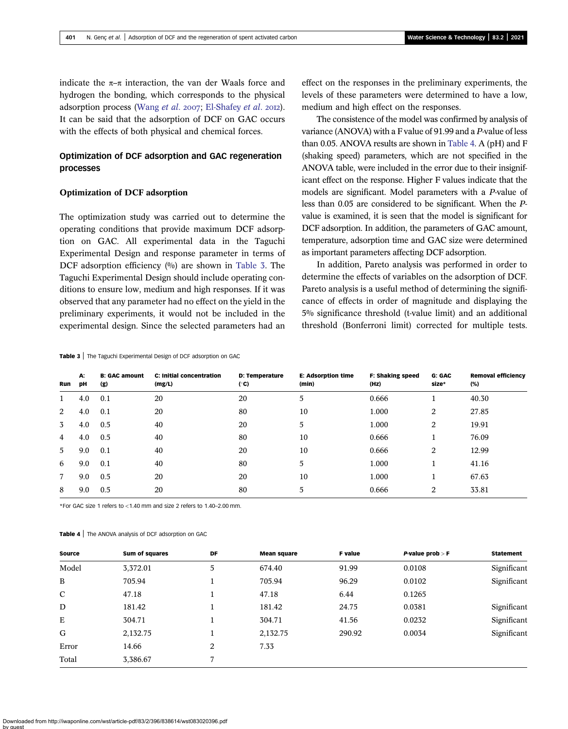indicate the π–π interaction, the van der Waals force and hydrogen the bonding, which corresponds to the physical adsorption process (Wang *et al.* 2007; El-Shafey *et al.* 2012). It can be said that the adsorption of DCF on GAC occurs with the effects of both physical and chemical forces.

## Optimization of DCF adsorption and GAC regeneration processes

### Optimization of DCF adsorption

The optimization study was carried out to determine the operating conditions that provide maximum DCF adsorption on GAC. All experimental data in the Taguchi Experimental Design and response parameter in terms of DCF adsorption efficiency (%) are shown in Table 3. The Taguchi Experimental Design should include operating conditions to ensure low, medium and high responses. If it was observed that any parameter had no effect on the yield in the preliminary experiments, it would not be included in the experimental design. Since the selected parameters had an effect on the responses in the preliminary experiments, the levels of these parameters were determined to have a low, medium and high effect on the responses.

The consistence of the model was confirmed by analysis of variance (ANOVA) with a F value of 91.99 and a *P*-value of less than 0.05. ANOVA results are shown in Table 4. A (pH) and F (shaking speed) parameters, which are not specified in the ANOVA table, were included in the error due to their insignificant effect on the response. Higher F values indicate that the models are significant. Model parameters with a *P*-value of less than 0.05 are considered to be significant. When the *P*-value is examined, it is seen that the model is significant for DCF adsorption. In addition, the parameters of GAC amount, temperature, adsorption time and GAC size were determined as important parameters affecting DCF adsorption.

In addition, Pareto analysis was performed in order to determine the effects of variables on the adsorption of DCF. Pareto analysis is a useful method of determining the significance of effects in order of magnitude and displaying the 5% significance threshold (t-value limit) and an additional threshold (Bonferroni limit) corrected for multiple tests.

**Table 3** | The Taguchi Experimental Design of DCF adsorption on GAC

| Run | A: pH | B: GAC amount (g) | C: Initial concentration (mg/L) | D: Temperature (°C) | E: Adsorption time (min) | F: Shaking speed (Hz) | G: GAC size* | Removal efficiency (%) |
|---|---|---|---|---|---|---|---|---|
| 1 | 4.0 | 0.1 | 20 | 20 | 5 | 0.666 | 1 | 40.30 |
| 2 | 4.0 | 0.1 | 20 | 80 | 10 | 1.000 | 2 | 27.85 |
| 3 | 4.0 | 0.5 | 40 | 20 | 5 | 1.000 | 2 | 19.91 |
| 4 | 4.0 | 0.5 | 40 | 80 | 10 | 0.666 | 1 | 76.09 |
| 5 | 9.0 | 0.1 | 40 | 20 | 10 | 0.666 | 2 | 12.99 |
| 6 | 9.0 | 0.1 | 40 | 80 | 5 | 1.000 | 1 | 41.16 |
| 7 | 9.0 | 0.5 | 20 | 20 | 10 | 1.000 | 1 | 67.63 |
| 8 | 9.0 | 0.5 | 20 | 80 | 5 | 0.666 | 2 | 33.81 |

*For GAC size 1 refers to <1.40 mm and size 2 refers to 1.40–2.00 mm.

**Table 4** | The ANOVA analysis of DCF adsorption on GAC

| Source | Sum of squares | DF | Mean square | F value | *P*-value prob > F | Statement |
|---|---|---|---|---|---|---|
| Model | 3,372.01 | 5 | 674.40 | 91.99 | 0.0108 | Significant |
| B | 705.94 | 1 | 705.94 | 96.29 | 0.0102 | Significant |
| C | 47.18 | 1 | 47.18 | 6.44 | 0.1265 | |
| D | 181.42 | 1 | 181.42 | 24.75 | 0.0381 | Significant |
| E | 304.71 | 1 | 304.71 | 41.56 | 0.0232 | Significant |
| G | 2,132.75 | 1 | 2,132.75 | 290.92 | 0.0034 | Significant |
| Error | 14.66 | 2 | 7.33 | | | |
| Total | 3,386.67 | 7 | | | | |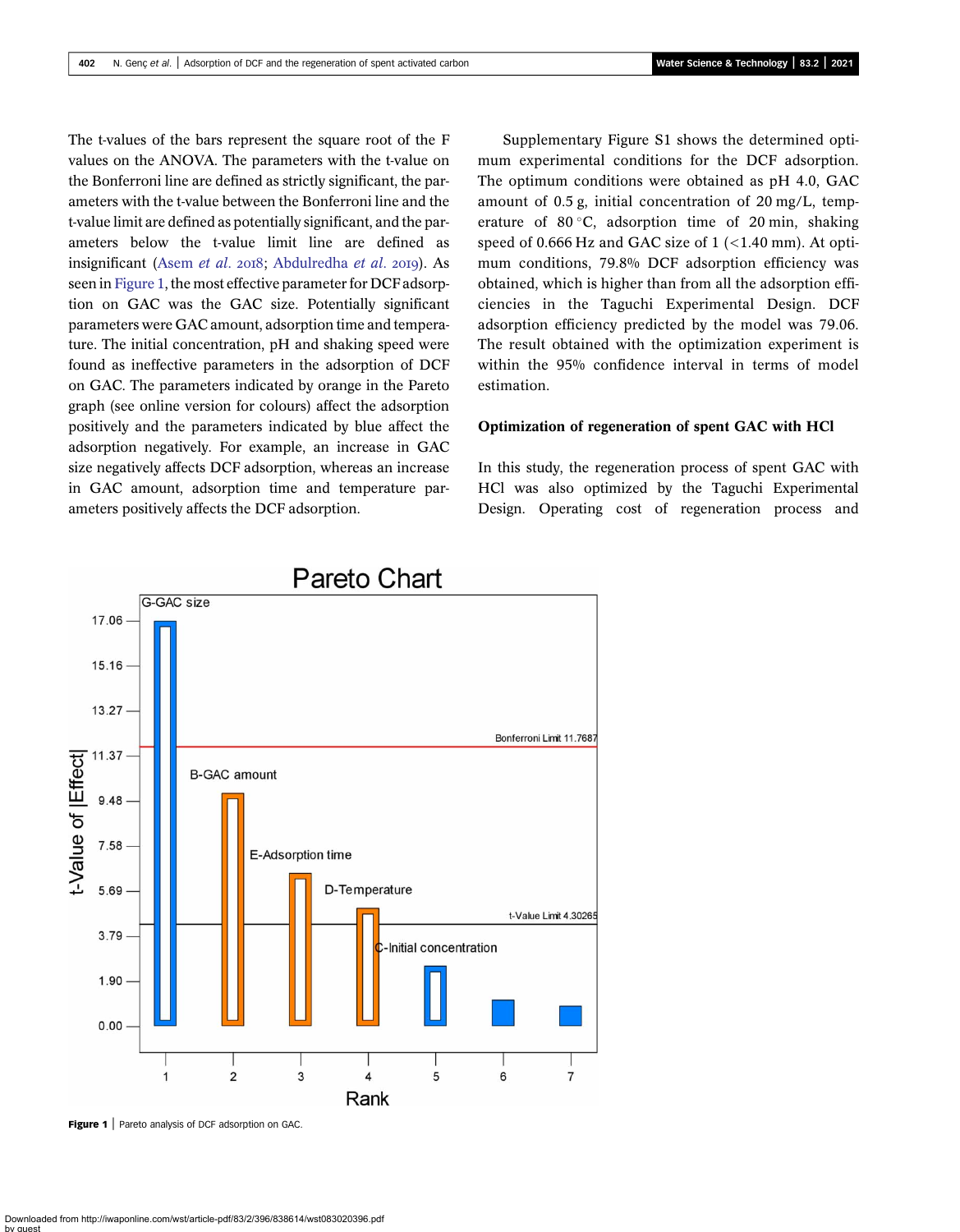The t-values of the bars represent the square root of the F values on the ANOVA. The parameters with the t-value on the Bonferroni line are defined as strictly significant, the parameters with the t-value between the Bonferroni line and the t-value limit are defined as potentially significant, and the parameters below the t-value limit line are defined as insignificant (Asem *et al.* 2018; Abdulredha *et al.* 2019). As seen in Figure 1, the most effective parameter for DCF adsorption on GAC was the GAC size. Potentially significant parameters were GAC amount, adsorption time and temperature. The initial concentration, pH and shaking speed were found as ineffective parameters in the adsorption of DCF on GAC. The parameters indicated by orange in the Pareto graph (see online version for colours) affect the adsorption positively and the parameters indicated by blue affect the adsorption negatively. For example, an increase in GAC size negatively affects DCF adsorption, whereas an increase in GAC amount, adsorption time and temperature parameters positively affects the DCF adsorption.

Supplementary Figure S1 shows the determined optimum experimental conditions for the DCF adsorption. The optimum conditions were obtained as pH 4.0, GAC amount of 0.5 g, initial concentration of 20 mg/L, temperature of 80 °C, adsorption time of 20 min, shaking speed of 0.666 Hz and GAC size of 1 (<1.40 mm). At optimum conditions, 79.8% DCF adsorption efficiency was obtained, which is higher than from all the adsorption efficiencies in the Taguchi Experimental Design. DCF adsorption efficiency predicted by the model was 79.06. The result obtained with the optimization experiment is within the 95% confidence interval in terms of model estimation.

## Optimization of regeneration of spent GAC with HCl

In this study, the regeneration process of spent GAC with HCl was also optimized by the Taguchi Experimental Design. Operating cost of regeneration process and

**Figure 1** | Pareto analysis of DCF adsorption on GAC.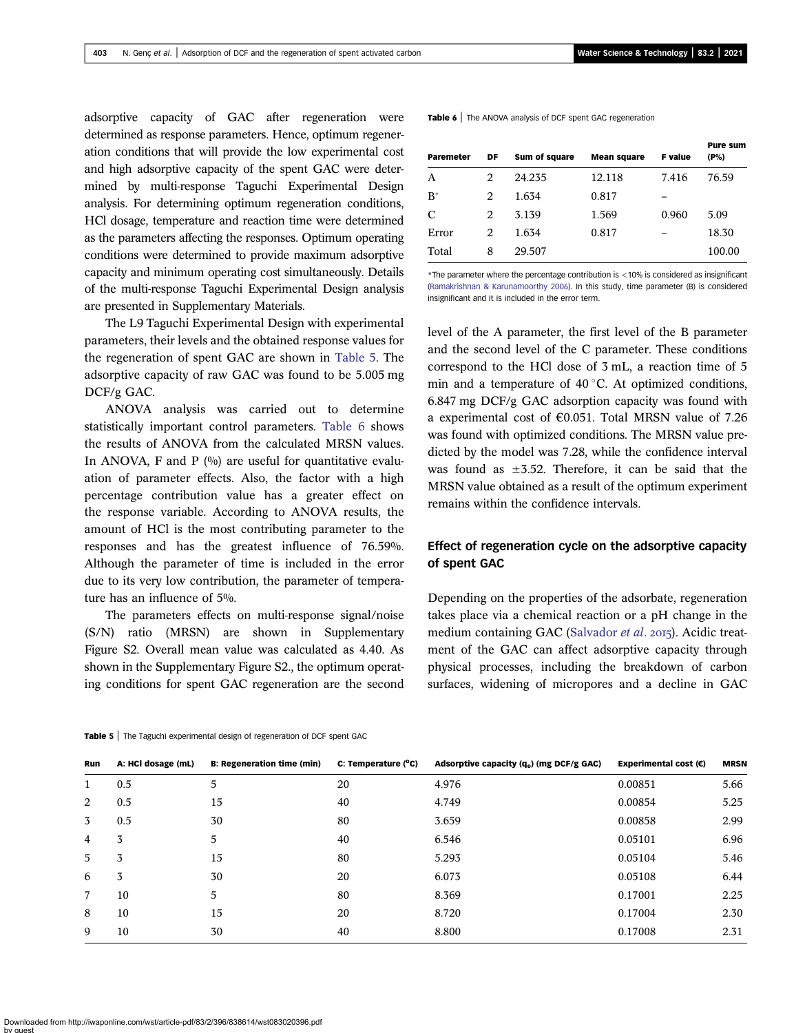adsorptive capacity of GAC after regeneration were determined as response parameters. Hence, optimum regeneration conditions that will provide the low experimental cost and high adsorptive capacity of the spent GAC were determined by multi-response Taguchi Experimental Design analysis. For determining optimum regeneration conditions, HCl dosage, temperature and reaction time were determined as the parameters affecting the responses. Optimum operating conditions were determined to provide maximum adsorptive capacity and minimum operating cost simultaneously. Details of the multi-response Taguchi Experimental Design analysis are presented in Supplementary Materials.

The L9 Taguchi Experimental Design with experimental parameters, their levels and the obtained response values for the regeneration of spent GAC are shown in Table 5. The adsorptive capacity of raw GAC was found to be 5.005 mg DCF/g GAC.

ANOVA analysis was carried out to determine statistically important control parameters. Table 6 shows the results of ANOVA from the calculated MRSN values. In ANOVA, F and P (%) are useful for quantitative evaluation of parameter effects. Also, the factor with a high percentage contribution value has a greater effect on the response variable. According to ANOVA results, the amount of HCl is the most contributing parameter to the responses and has the greatest influence of 76.59%. Although the parameter of time is included in the error due to its very low contribution, the parameter of temperature has an influence of 5%.

The parameters effects on multi-response signal/noise (S/N) ratio (MRSN) are shown in Supplementary Figure S2. Overall mean value was calculated as 4.40. As shown in the Supplementary Figure S2., the optimum operating conditions for spent GAC regeneration are the second level of the A parameter, the first level of the B parameter and the second level of the C parameter. These conditions correspond to the HCl dose of 3 mL, a reaction time of 5 min and a temperature of 40 °C. At optimized conditions, 6.847 mg DCF/g GAC adsorption capacity was found with a experimental cost of €0.051. Total MRSN value of 7.26 was found with optimized conditions. The MRSN value predicted by the model was 7.28, while the confidence interval was found as ±3.52. Therefore, it can be said that the MRSN value obtained as a result of the optimum experiment remains within the confidence intervals.

**Table 6** | The ANOVA analysis of DCF spent GAC regeneration

| Paremeter | DF | Sum of square | Mean square | F value | Pure sum (P%) |
|---|---|---|---|---|---|
| A | 2 | 24.235 | 12.118 | 7.416 | 76.59 |
| B* | 2 | 1.634 | 0.817 | – | |
| C | 2 | 3.139 | 1.569 | 0.960 | 5.09 |
| Error | 2 | 1.634 | 0.817 | – | 18.30 |
| Total | 8 | 29.507 | | | 100.00 |

*The parameter where the percentage contribution is <10% is considered as insignificant (Ramakrishnan & Karunamoorthy 2006). In this study, time parameter (B) is considered insignificant and it is included in the error term.

## Effect of regeneration cycle on the adsorptive capacity of spent GAC

Depending on the properties of the adsorbate, regeneration takes place via a chemical reaction or a pH change in the medium containing GAC (Salvador *et al.* 2015). Acidic treatment of the GAC can affect adsorptive capacity through physical processes, including the breakdown of carbon surfaces, widening of micropores and a decline in GAC

**Table 5** | The Taguchi experimental design of regeneration of DCF spent GAC

| Run | A: HCl dosage (mL) | B: Regeneration time (min) | C: Temperature (°C) | Adsorptive capacity ($q_e$) (mg DCF/g GAC) | Experimental cost (€) | MRSN |
|---|---|---|---|---|---|---|
| 1 | 0.5 | 5 | 20 | 4.976 | 0.00851 | 5.66 |
| 2 | 0.5 | 15 | 40 | 4.749 | 0.00854 | 5.25 |
| 3 | 0.5 | 30 | 80 | 3.659 | 0.00858 | 2.99 |
| 4 | 3 | 5 | 40 | 6.546 | 0.05101 | 6.96 |
| 5 | 3 | 15 | 80 | 5.293 | 0.05104 | 5.46 |
| 6 | 3 | 30 | 20 | 6.073 | 0.05108 | 6.44 |
| 7 | 10 | 5 | 80 | 8.369 | 0.17001 | 2.25 |
| 8 | 10 | 15 | 20 | 8.720 | 0.17004 | 2.30 |
| 9 | 10 | 30 | 40 | 8.800 | 0.17008 | 2.31 |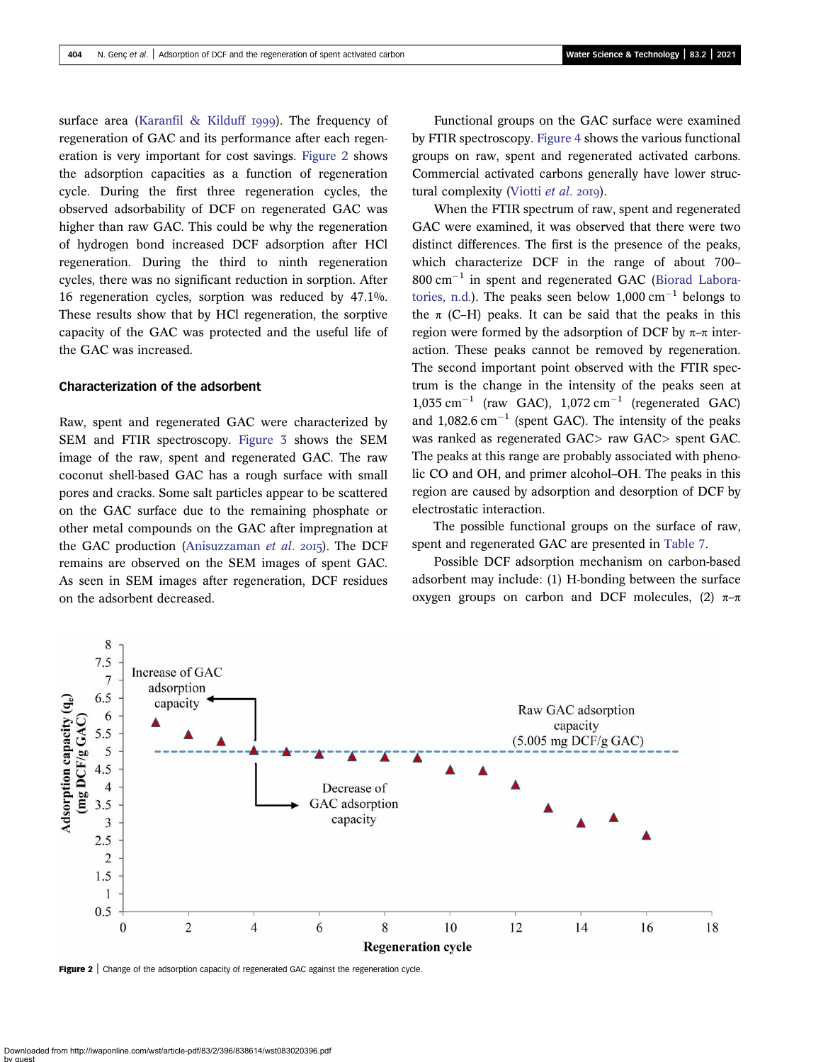surface area (Karanfil & Kilduff 1999). The frequency of regeneration of GAC and its performance after each regeneration is very important for cost savings. Figure 2 shows the adsorption capacities as a function of regeneration cycle. During the first three regeneration cycles, the observed adsorbability of DCF on regenerated GAC was higher than raw GAC. This could be why the regeneration of hydrogen bond increased DCF adsorption after HCl regeneration. During the third to ninth regeneration cycles, there was no significant reduction in sorption. After 16 regeneration cycles, sorption was reduced by 47.1%. These results show that by HCl regeneration, the sorptive capacity of the GAC was protected and the useful life of the GAC was increased.

### Characterization of the adsorbent

Raw, spent and regenerated GAC were characterized by SEM and FTIR spectroscopy. Figure 3 shows the SEM image of the raw, spent and regenerated GAC. The raw coconut shell-based GAC has a rough surface with small pores and cracks. Some salt particles appear to be scattered on the GAC surface due to the remaining phosphate or other metal compounds on the GAC after impregnation at the GAC production (Anisuzzaman *et al.* 2015). The DCF remains are observed on the SEM images of spent GAC. As seen in SEM images after regeneration, DCF residues on the adsorbent decreased.

Functional groups on the GAC surface were examined by FTIR spectroscopy. Figure 4 shows the various functional groups on raw, spent and regenerated activated carbons. Commercial activated carbons generally have lower structural complexity (Viotti *et al.* 2019).

When the FTIR spectrum of raw, spent and regenerated GAC were examined, it was observed that there were two distinct differences. The first is the presence of the peaks, which characterize DCF in the range of about 700–800 $cm^{-1}$ in spent and regenerated GAC (Biorad Laboratories, n.d.). The peaks seen below 1,000 $cm^{-1}$ belongs to the π (C–H) peaks. It can be said that the peaks in this region were formed by the adsorption of DCF by π–π interaction. These peaks cannot be removed by regeneration. The second important point observed with the FTIR spectrum is the change in the intensity of the peaks seen at 1,035 $cm^{-1}$ (raw GAC), 1,072 $cm^{-1}$ (regenerated GAC) and 1,082.6 $cm^{-1}$ (spent GAC). The intensity of the peaks was ranked as regenerated GAC> raw GAC> spent GAC. The peaks at this range are probably associated with phenolic CO and OH, and primer alcohol–OH. The peaks in this region are caused by adsorption and desorption of DCF by electrostatic interaction.

The possible functional groups on the surface of raw, spent and regenerated GAC are presented in Table 7.

Possible DCF adsorption mechanism on carbon-based adsorbent may include: (1) H-bonding between the surface oxygen groups on carbon and DCF molecules, (2) π–π

**Figure 2** | Change of the adsorption capacity of regenerated GAC against the regeneration cycle.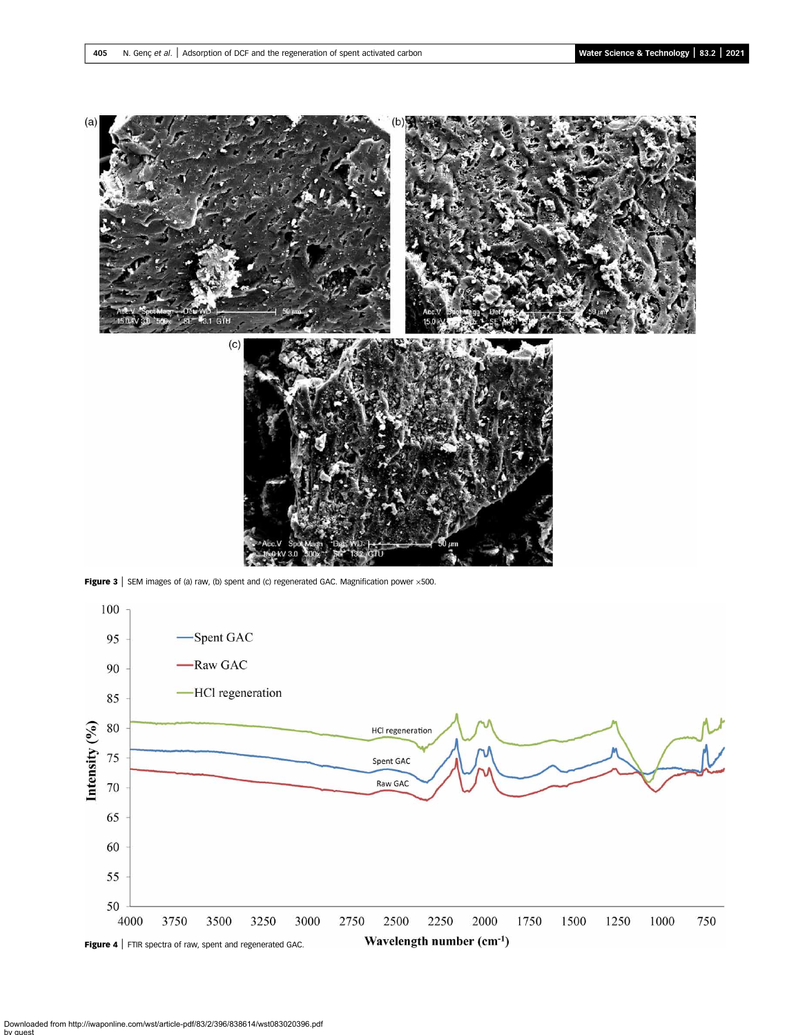**Figure 3** | SEM images of (a) raw, (b) spent and (c) regenerated GAC. Magnification power ×500.

**Figure 4** | FTIR spectra of raw, spent and regenerated GAC.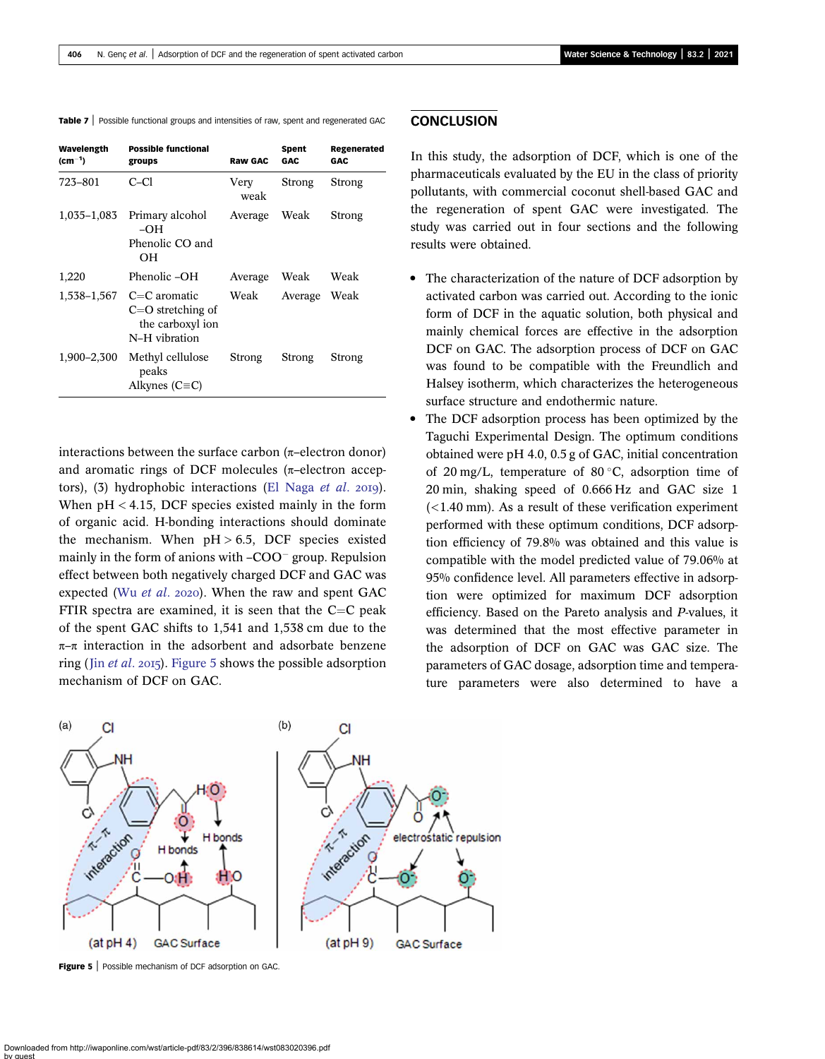Table 7 | Possible functional groups and intensities of raw, spent and regenerated GAC

| Wavelength ($cm^{-1}$) | Possible functional groups | Raw GAC | Spent GAC | Regenerated GAC |
|---|---|---|---|---|
| 723–801 | C–Cl | Very weak | Strong | Strong |
| 1,035–1,083 | Primary alcohol –OH<br>Phenolic CO and OH | Average | Weak | Strong |
| 1,220 | Phenolic –OH | Average | Weak | Weak |
| 1,538–1,567 | C=C aromatic<br>C=O stretching of the carboxyl ion<br>N–H vibration | Weak | Average | Weak |
| 1,900–2,300 | Methyl cellulose peaks<br>Alkynes (C≡C) | Strong | Strong | Strong |

interactions between the surface carbon (π–electron donor) and aromatic rings of DCF molecules (π–electron acceptors), (3) hydrophobic interactions (El Naga *et al.* 2019). When pH < 4.15, DCF species existed mainly in the form of organic acid. H-bonding interactions should dominate the mechanism. When pH > 6.5, DCF species existed mainly in the form of anions with $–COO^-$ group. Repulsion effect between both negatively charged DCF and GAC was expected (Wu *et al.* 2020). When the raw and spent GAC FTIR spectra are examined, it is seen that the C=C peak of the spent GAC shifts to 1,541 and 1,538 cm due to the π–π interaction in the adsorbent and adsorbate benzene ring (Jin *et al.* 2015). Figure 5 shows the possible adsorption mechanism of DCF on GAC.

Figure 5 | Possible mechanism of DCF adsorption on GAC.

## CONCLUSION

In this study, the adsorption of DCF, which is one of the pharmaceuticals evaluated by the EU in the class of priority pollutants, with commercial coconut shell-based GAC and the regeneration of spent GAC were investigated. The study was carried out in four sections and the following results were obtained.

- The characterization of the nature of DCF adsorption by activated carbon was carried out. According to the ionic form of DCF in the aquatic solution, both physical and mainly chemical forces are effective in the adsorption DCF on GAC. The adsorption process of DCF on GAC was found to be compatible with the Freundlich and Halsey isotherm, which characterizes the heterogeneous surface structure and endothermic nature.
- The DCF adsorption process has been optimized by the Taguchi Experimental Design. The optimum conditions obtained were pH 4.0, 0.5 g of GAC, initial concentration of 20 mg/L, temperature of 80 °C, adsorption time of 20 min, shaking speed of 0.666 Hz and GAC size 1 (<1.40 mm). As a result of these verification experiment performed with these optimum conditions, DCF adsorption efficiency of 79.8% was obtained and this value is compatible with the model predicted value of 79.06% at 95% confidence level. All parameters effective in adsorption were optimized for maximum DCF adsorption efficiency. Based on the Pareto analysis and *P*-values, it was determined that the most effective parameter in the adsorption of DCF on GAC was GAC size. The parameters of GAC dosage, adsorption time and temperature parameters were also determined to have a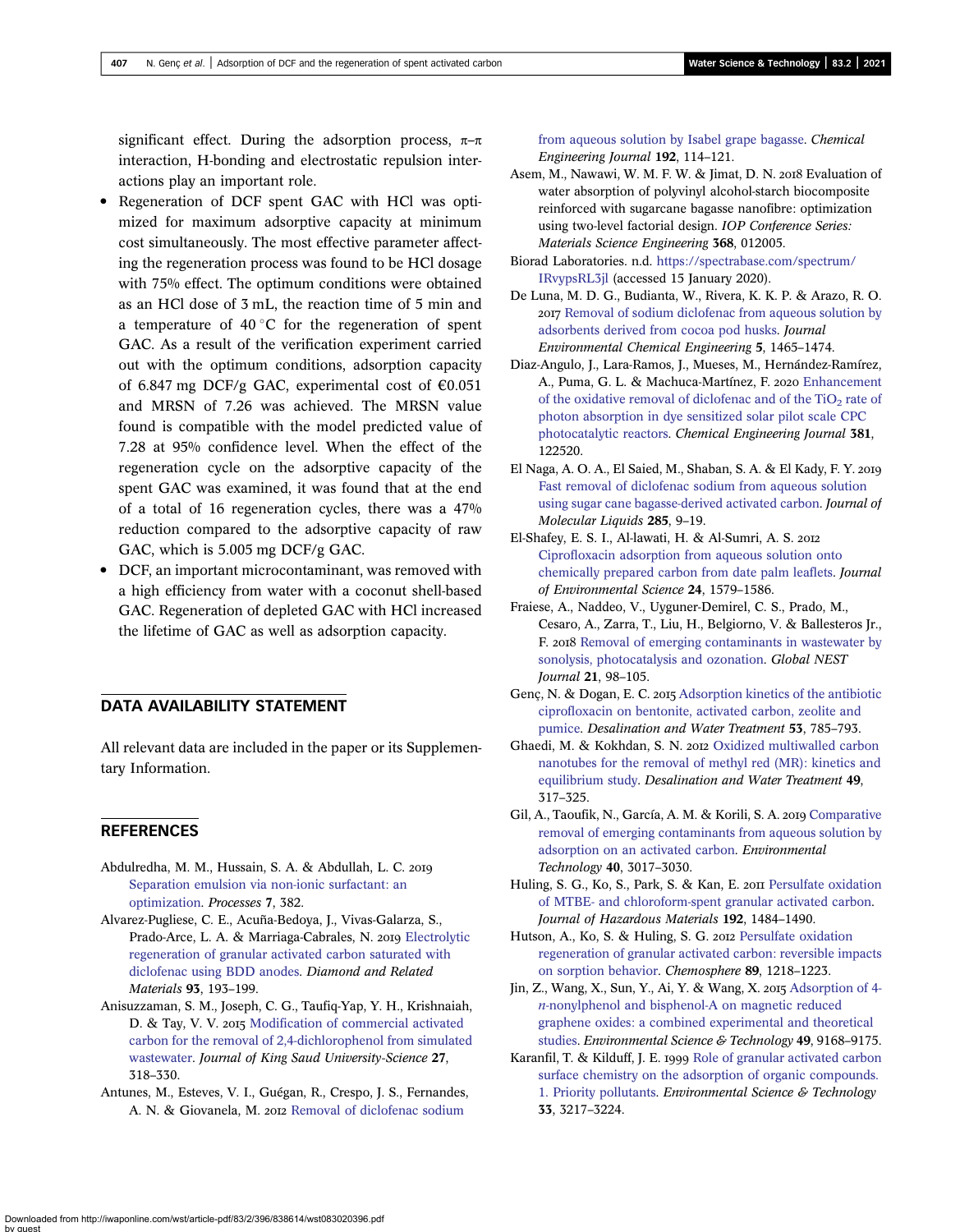significant effect. During the adsorption process, π–π interaction, H-bonding and electrostatic repulsion interactions play an important role.

- Regeneration of DCF spent GAC with HCl was optimized for maximum adsorptive capacity at minimum cost simultaneously. The most effective parameter affecting the regeneration process was found to be HCl dosage with 75% effect. The optimum conditions were obtained as an HCl dose of 3 mL, the reaction time of 5 min and a temperature of 40 °C for the regeneration of spent GAC. As a result of the verification experiment carried out with the optimum conditions, adsorption capacity of 6.847 mg DCF/g GAC, experimental cost of €0.051 and MRSN of 7.26 was achieved. The MRSN value found is compatible with the model predicted value of 7.28 at 95% confidence level. When the effect of the regeneration cycle on the adsorptive capacity of the spent GAC was examined, it was found that at the end of a total of 16 regeneration cycles, there was a 47% reduction compared to the adsorptive capacity of raw GAC, which is 5.005 mg DCF/g GAC.
- DCF, an important microcontaminant, was removed with a high efficiency from water with a coconut shell-based GAC. Regeneration of depleted GAC with HCl increased the lifetime of GAC as well as adsorption capacity.

## DATA AVAILABILITY STATEMENT

All relevant data are included in the paper or its Supplementary Information.

## REFERENCES

Abdulredha, M. M., Hussain, S. A. & Abdullah, L. C. 2019 Separation emulsion via non-ionic surfactant: an optimization. *Processes* **7**, 382.

Alvarez-Pugliese, C. E., Acuña-Bedoya, J., Vivas-Galarza, S., Prado-Arce, L. A. & Marriaga-Cabrales, N. 2019 Electrolytic regeneration of granular activated carbon saturated with diclofenac using BDD anodes. *Diamond and Related Materials* **93**, 193–199.

Anisuzzaman, S. M., Joseph, C. G., Taufiq-Yap, Y. H., Krishnaiah, D. & Tay, V. V. 2015 Modification of commercial activated carbon for the removal of 2,4-dichlorophenol from simulated wastewater. *Journal of King Saud University-Science* **27**, 318–330.

Antunes, M., Esteves, V. I., Guégan, R., Crespo, J. S., Fernandes, A. N. & Giovanela, M. 2012 Removal of diclofenac sodium from aqueous solution by Isabel grape bagasse. *Chemical Engineering Journal* **192**, 114–121.

Asem, M., Nawawi, W. M. F. W. & Jimat, D. N. 2018 Evaluation of water absorption of polyvinyl alcohol-starch biocomposite reinforced with sugarcane bagasse nanofibre: optimization using two-level factorial design. *IOP Conference Series: Materials Science Engineering* **368**, 012005.

Biorad Laboratories. n.d. https://spectrabase.com/spectrum/IRvypsRL3jl (accessed 15 January 2020).

De Luna, M. D. G., Budianta, W., Rivera, K. K. P. & Arazo, R. O. 2017 Removal of sodium diclofenac from aqueous solution by adsorbents derived from cocoa pod husks. *Journal Environmental Chemical Engineering* **5**, 1465–1474.

Diaz-Angulo, J., Lara-Ramos, J., Mueses, M., Hernández-Ramírez, A., Puma, G. L. & Machuca-Martínez, F. 2020 Enhancement of the oxidative removal of diclofenac and of the $TiO_2$ rate of photon absorption in dye sensitized solar pilot scale CPC photocatalytic reactors. *Chemical Engineering Journal* **381**, 122520.

El Naga, A. O. A., El Saied, M., Shaban, S. A. & El Kady, F. Y. 2019 Fast removal of diclofenac sodium from aqueous solution using sugar cane bagasse-derived activated carbon. *Journal of Molecular Liquids* **285**, 9–19.

El-Shafey, E. S. I., Al-lawati, H. & Al-Sumri, A. S. 2012 Ciprofloxacin adsorption from aqueous solution onto chemically prepared carbon from date palm leaflets. *Journal of Environmental Science* **24**, 1579–1586.

Fraiese, A., Naddeo, V., Uyguner-Demirel, C. S., Prado, M., Cesaro, A., Zarra, T., Liu, H., Belgiorno, V. & Ballesteros Jr., F. 2018 Removal of emerging contaminants in wastewater by sonolysis, photocatalysis and ozonation. *Global NEST Journal* **21**, 98–105.

Genç, N. & Dogan, E. C. 2015 Adsorption kinetics of the antibiotic ciprofloxacin on bentonite, activated carbon, zeolite and pumice. *Desalination and Water Treatment* **53**, 785–793.

Ghaedi, M. & Kokhdan, S. N. 2012 Oxidized multiwalled carbon nanotubes for the removal of methyl red (MR): kinetics and equilibrium study. *Desalination and Water Treatment* **49**, 317–325.

Gil, A., Taoufik, N., García, A. M. & Korili, S. A. 2019 Comparative removal of emerging contaminants from aqueous solution by adsorption on an activated carbon. *Environmental Technology* **40**, 3017–3030.

Huling, S. G., Ko, S., Park, S. & Kan, E. 2011 Persulfate oxidation of MTBE- and chloroform-spent granular activated carbon. *Journal of Hazardous Materials* **192**, 1484–1490.

Hutson, A., Ko, S. & Huling, S. G. 2012 Persulfate oxidation regeneration of granular activated carbon: reversible impacts on sorption behavior. *Chemosphere* **89**, 1218–1223.

Jin, Z., Wang, X., Sun, Y., Ai, Y. & Wang, X. 2015 Adsorption of 4-*n*-nonylphenol and bisphenol-A on magnetic reduced graphene oxides: a combined experimental and theoretical studies. *Environmental Science & Technology* **49**, 9168–9175.

Karanfil, T. & Kilduff, J. E. 1999 Role of granular activated carbon surface chemistry on the adsorption of organic compounds. 1. Priority pollutants. *Environmental Science & Technology* **33**, 3217–3224.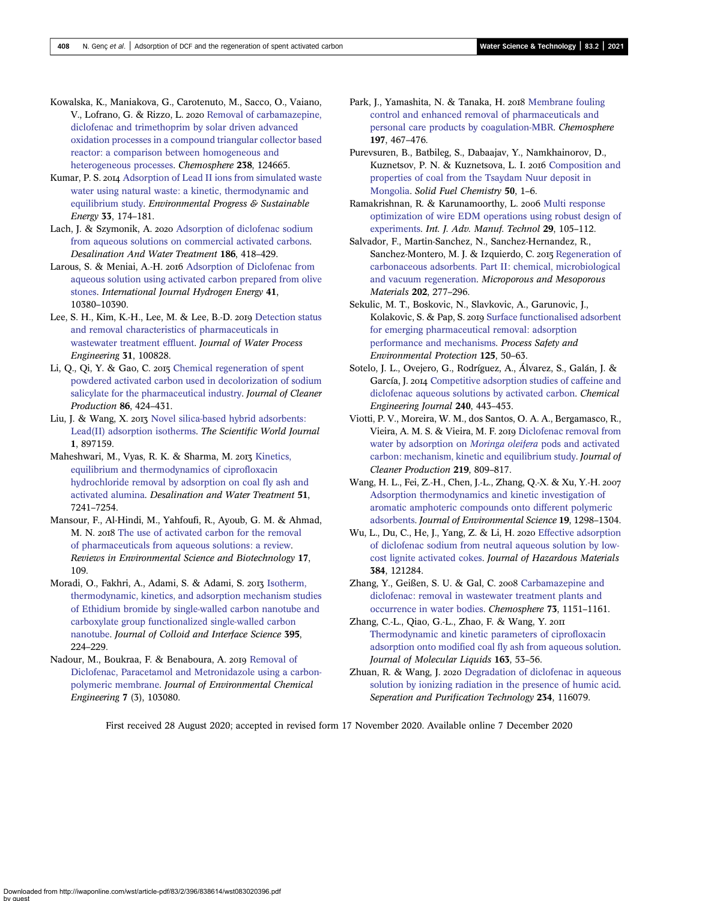Kowalska, K., Maniakova, G., Carotenuto, M., Sacco, O., Vaiano, V., Lofrano, G. & Rizzo, L. 2020 Removal of carbamazepine, diclofenac and trimethoprim by solar driven advanced oxidation processes in a compound triangular collector based reactor: a comparison between homogeneous and heterogeneous processes. *Chemosphere* **238**, 124665.

Kumar, P. S. 2014 Adsorption of Lead II ions from simulated waste water using natural waste: a kinetic, thermodynamic and equilibrium study. *Environmental Progress & Sustainable Energy* **33**, 174–181.

Lach, J. & Szymonik, A. 2020 Adsorption of diclofenac sodium from aqueous solutions on commercial activated carbons. *Desalination And Water Treatment* **186**, 418–429.

Larous, S. & Meniai, A.-H. 2016 Adsorption of Diclofenac from aqueous solution using activated carbon prepared from olive stones. *International Journal Hydrogen Energy* **41**, 10380–10390.

Lee, S. H., Kim, K.-H., Lee, M. & Lee, B.-D. 2019 Detection status and removal characteristics of pharmaceuticals in wastewater treatment effluent. *Journal of Water Process Engineering* **31**, 100828.

Li, Q., Qi, Y. & Gao, C. 2015 Chemical regeneration of spent powdered activated carbon used in decolorization of sodium salicylate for the pharmaceutical industry. *Journal of Cleaner Production* **86**, 424–431.

Liu, J. & Wang, X. 2013 Novel silica-based hybrid adsorbents: Lead(II) adsorption isotherms. *The Scientific World Journal* **1**, 897159.

Maheshwari, M., Vyas, R. K. & Sharma, M. 2013 Kinetics, equilibrium and thermodynamics of ciprofloxacin hydrochloride removal by adsorption on coal fly ash and activated alumina. *Desalination and Water Treatment* **51**, 7241–7254.

Mansour, F., Al-Hindi, M., Yahfoufi, R., Ayoub, G. M. & Ahmad, M. N. 2018 The use of activated carbon for the removal of pharmaceuticals from aqueous solutions: a review. *Reviews in Environmental Science and Biotechnology* **17**, 109.

Moradi, O., Fakhri, A., Adami, S. & Adami, S. 2013 Isotherm, thermodynamic, kinetics, and adsorption mechanism studies of Ethidium bromide by single-walled carbon nanotube and carboxylate group functionalized single-walled carbon nanotube. *Journal of Colloid and Interface Science* **395**, 224–229.

Nadour, M., Boukraa, F. & Benaboura, A. 2019 Removal of Diclofenac, Paracetamol and Metronidazole using a carbon-polymeric membrane. *Journal of Environmental Chemical Engineering* **7** (3), 103080.

Park, J., Yamashita, N. & Tanaka, H. 2018 Membrane fouling control and enhanced removal of pharmaceuticals and personal care products by coagulation-MBR. *Chemosphere* **197**, 467–476.

Purevsuren, B., Batbileg, S., Dabaajav, Y., Namkhainorov, D., Kuznetsov, P. N. & Kuznetsova, L. I. 2016 Composition and properties of coal from the Tsaydam Nuur deposit in Mongolia. *Solid Fuel Chemistry* **50**, 1–6.

Ramakrishnan, R. & Karunamoorthy, L. 2006 Multi response optimization of wire EDM operations using robust design of experiments. *Int. J. Adv. Manuf. Technol* **29**, 105–112.

Salvador, F., Martin-Sanchez, N., Sanchez-Hernandez, R., Sanchez-Montero, M. J. & Izquierdo, C. 2015 Regeneration of carbonaceous adsorbents. Part II: chemical, microbiological and vacuum regeneration. *Microporous and Mesoporous Materials* **202**, 277–296.

Sekulic, M. T., Boskovic, N., Slavkovic, A., Garunovic, J., Kolakovic, S. & Pap, S. 2019 Surface functionalised adsorbent for emerging pharmaceutical removal: adsorption performance and mechanisms. *Process Safety and Environmental Protection* **125**, 50–63.

Sotelo, J. L., Ovejero, G., Rodríguez, A., Álvarez, S., Galán, J. & García, J. 2014 Competitive adsorption studies of caffeine and diclofenac aqueous solutions by activated carbon. *Chemical Engineering Journal* **240**, 443–453.

Viotti, P. V., Moreira, W. M., dos Santos, O. A. A., Bergamasco, R., Vieira, A. M. S. & Vieira, M. F. 2019 Diclofenac removal from water by adsorption on *Moringa oleifera* pods and activated carbon: mechanism, kinetic and equilibrium study. *Journal of Cleaner Production* **219**, 809–817.

Wang, H. L., Fei, Z.-H., Chen, J.-L., Zhang, Q.-X. & Xu, Y.-H. 2007 Adsorption thermodynamics and kinetic investigation of aromatic amphoteric compounds onto different polymeric adsorbents. *Journal of Environmental Science* **19**, 1298–1304.

Wu, L., Du, C., He, J., Yang, Z. & Li, H. 2020 Effective adsorption of diclofenac sodium from neutral aqueous solution by low-cost lignite activated cokes. *Journal of Hazardous Materials* **384**, 121284.

Zhang, Y., Geißen, S. U. & Gal, C. 2008 Carbamazepine and diclofenac: removal in wastewater treatment plants and occurrence in water bodies. *Chemosphere* **73**, 1151–1161.

Zhang, C.-L., Qiao, G.-L., Zhao, F. & Wang, Y. 2011 Thermodynamic and kinetic parameters of ciprofloxacin adsorption onto modified coal fly ash from aqueous solution. *Journal of Molecular Liquids* **163**, 53–56.

Zhuan, R. & Wang, J. 2020 Degradation of diclofenac in aqueous solution by ionizing radiation in the presence of humic acid. *Seperation and Purification Technology* **234**, 116079.

First received 28 August 2020; accepted in revised form 17 November 2020. Available online 7 December 2020